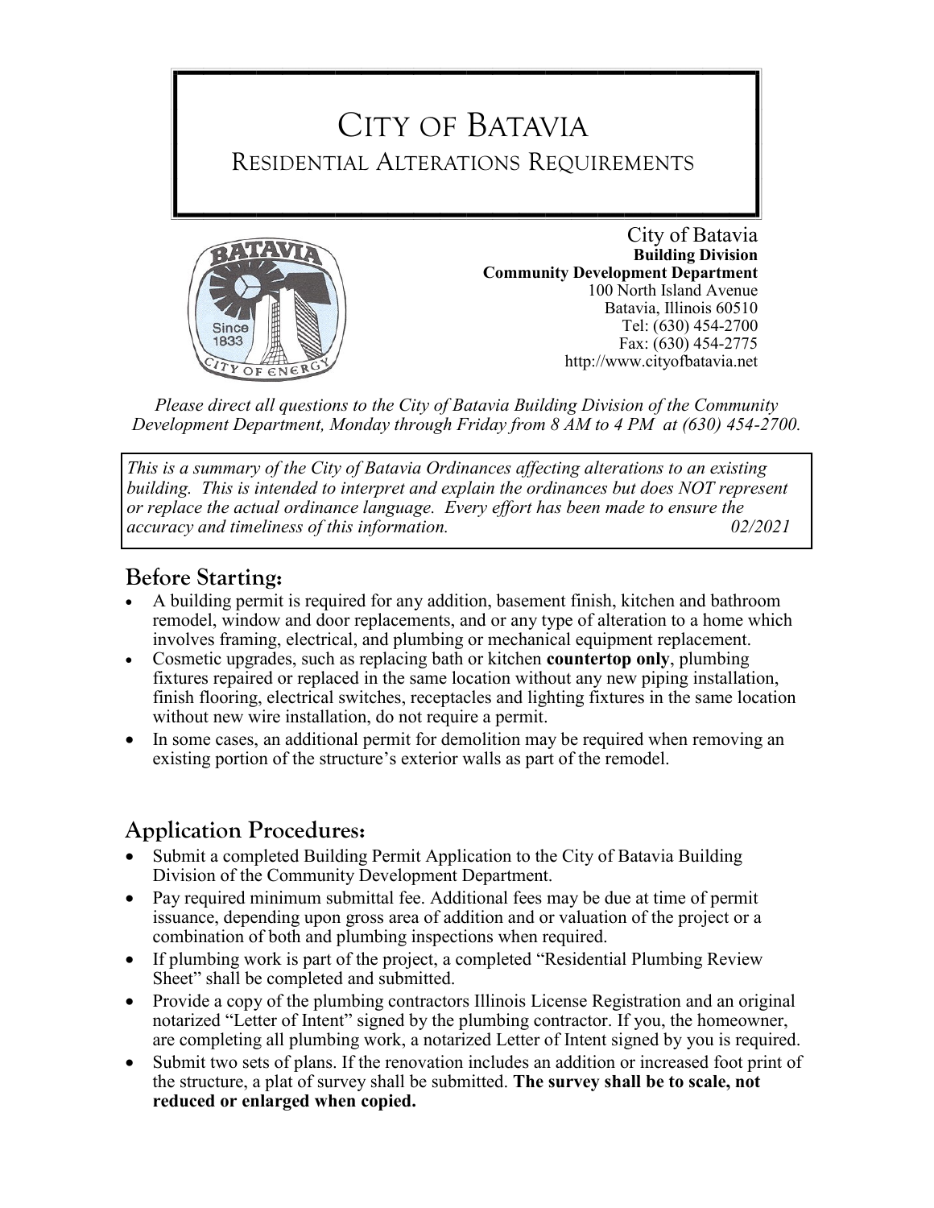# CITY OF BATAVIA
## RESIDENTIAL ALTERATIONS REQUIREMENTS

City of Batavia
**Building Division**
**Community Development Department**
100 North Island Avenue
Batavia, Illinois 60510
Tel: (630) 454-2700
Fax: (630) 454-2775
http://www.cityofbatavia.net

*Please direct all questions to the City of Batavia Building Division of the Community Development Department, Monday through Friday from 8 AM to 4 PM at (630) 454-2700.*

*This is a summary of the City of Batavia Ordinances affecting alterations to an existing building. This is intended to interpret and explain the ordinances but does NOT represent or replace the actual ordinance language. Every effort has been made to ensure the accuracy and timeliness of this information. 02/2021*

## Before Starting:

- A building permit is required for any addition, basement finish, kitchen and bathroom remodel, window and door replacements, and or any type of alteration to a home which involves framing, electrical, and plumbing or mechanical equipment replacement.
- Cosmetic upgrades, such as replacing bath or kitchen **countertop only**, plumbing fixtures repaired or replaced in the same location without any new piping installation, finish flooring, electrical switches, receptacles and lighting fixtures in the same location without new wire installation, do not require a permit.
- In some cases, an additional permit for demolition may be required when removing an existing portion of the structure's exterior walls as part of the remodel.

## Application Procedures:

- Submit a completed Building Permit Application to the City of Batavia Building Division of the Community Development Department.
- Pay required minimum submittal fee. Additional fees may be due at time of permit issuance, depending upon gross area of addition and or valuation of the project or a combination of both and plumbing inspections when required.
- If plumbing work is part of the project, a completed "Residential Plumbing Review Sheet" shall be completed and submitted.
- Provide a copy of the plumbing contractors Illinois License Registration and an original notarized "Letter of Intent" signed by the plumbing contractor. If you, the homeowner, are completing all plumbing work, a notarized Letter of Intent signed by you is required.
- Submit two sets of plans. If the renovation includes an addition or increased foot print of the structure, a plat of survey shall be submitted. **The survey shall be to scale, not reduced or enlarged when copied.**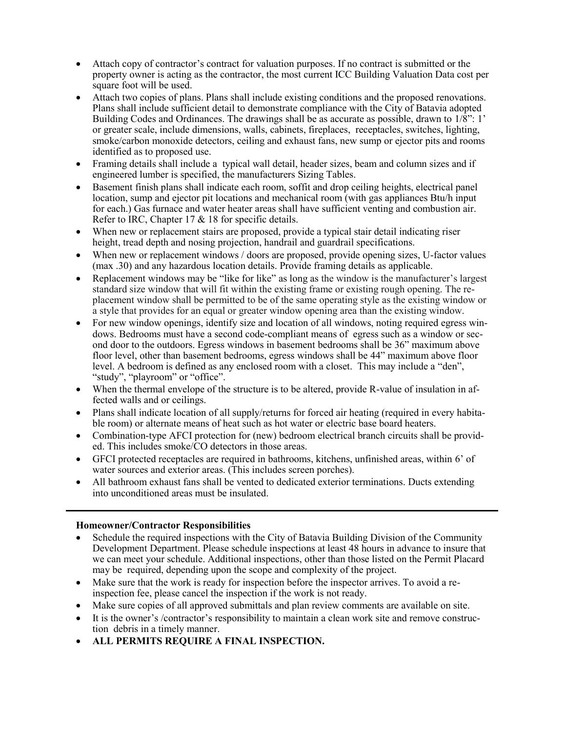- Attach copy of contractor's contract for valuation purposes. If no contract is submitted or the property owner is acting as the contractor, the most current ICC Building Valuation Data cost per square foot will be used.
- Attach two copies of plans. Plans shall include existing conditions and the proposed renovations. Plans shall include sufficient detail to demonstrate compliance with the City of Batavia adopted Building Codes and Ordinances. The drawings shall be as accurate as possible, drawn to 1/8": 1' or greater scale, include dimensions, walls, cabinets, fireplaces, receptacles, switches, lighting, smoke/carbon monoxide detectors, ceiling and exhaust fans, new sump or ejector pits and rooms identified as to proposed use.
- Framing details shall include a typical wall detail, header sizes, beam and column sizes and if engineered lumber is specified, the manufacturers Sizing Tables.
- Basement finish plans shall indicate each room, soffit and drop ceiling heights, electrical panel location, sump and ejector pit locations and mechanical room (with gas appliances Btu/h input for each.) Gas furnace and water heater areas shall have sufficient venting and combustion air. Refer to IRC, Chapter 17 & 18 for specific details.
- When new or replacement stairs are proposed, provide a typical stair detail indicating riser height, tread depth and nosing projection, handrail and guardrail specifications.
- When new or replacement windows / doors are proposed, provide opening sizes, U-factor values (max .30) and any hazardous location details. Provide framing details as applicable.
- Replacement windows may be "like for like" as long as the window is the manufacturer's largest standard size window that will fit within the existing frame or existing rough opening. The replacement window shall be permitted to be of the same operating style as the existing window or a style that provides for an equal or greater window opening area than the existing window.
- For new window openings, identify size and location of all windows, noting required egress windows. Bedrooms must have a second code-compliant means of egress such as a window or second door to the outdoors. Egress windows in basement bedrooms shall be 36" maximum above floor level, other than basement bedrooms, egress windows shall be 44" maximum above floor level. A bedroom is defined as any enclosed room with a closet. This may include a "den", "study", "playroom" or "office".
- When the thermal envelope of the structure is to be altered, provide R-value of insulation in affected walls and or ceilings.
- Plans shall indicate location of all supply/returns for forced air heating (required in every habitable room) or alternate means of heat such as hot water or electric base board heaters.
- Combination-type AFCI protection for (new) bedroom electrical branch circuits shall be provided. This includes smoke/CO detectors in those areas.
- GFCI protected receptacles are required in bathrooms, kitchens, unfinished areas, within 6' of water sources and exterior areas. (This includes screen porches).
- All bathroom exhaust fans shall be vented to dedicated exterior terminations. Ducts extending into unconditioned areas must be insulated.

---

**Homeowner/Contractor Responsibilities**

- Schedule the required inspections with the City of Batavia Building Division of the Community Development Department. Please schedule inspections at least 48 hours in advance to insure that we can meet your schedule. Additional inspections, other than those listed on the Permit Placard may be required, depending upon the scope and complexity of the project.
- Make sure that the work is ready for inspection before the inspector arrives. To avoid a re-inspection fee, please cancel the inspection if the work is not ready.
- Make sure copies of all approved submittals and plan review comments are available on site.
- It is the owner's /contractor's responsibility to maintain a clean work site and remove construction debris in a timely manner.
- **ALL PERMITS REQUIRE A FINAL INSPECTION.**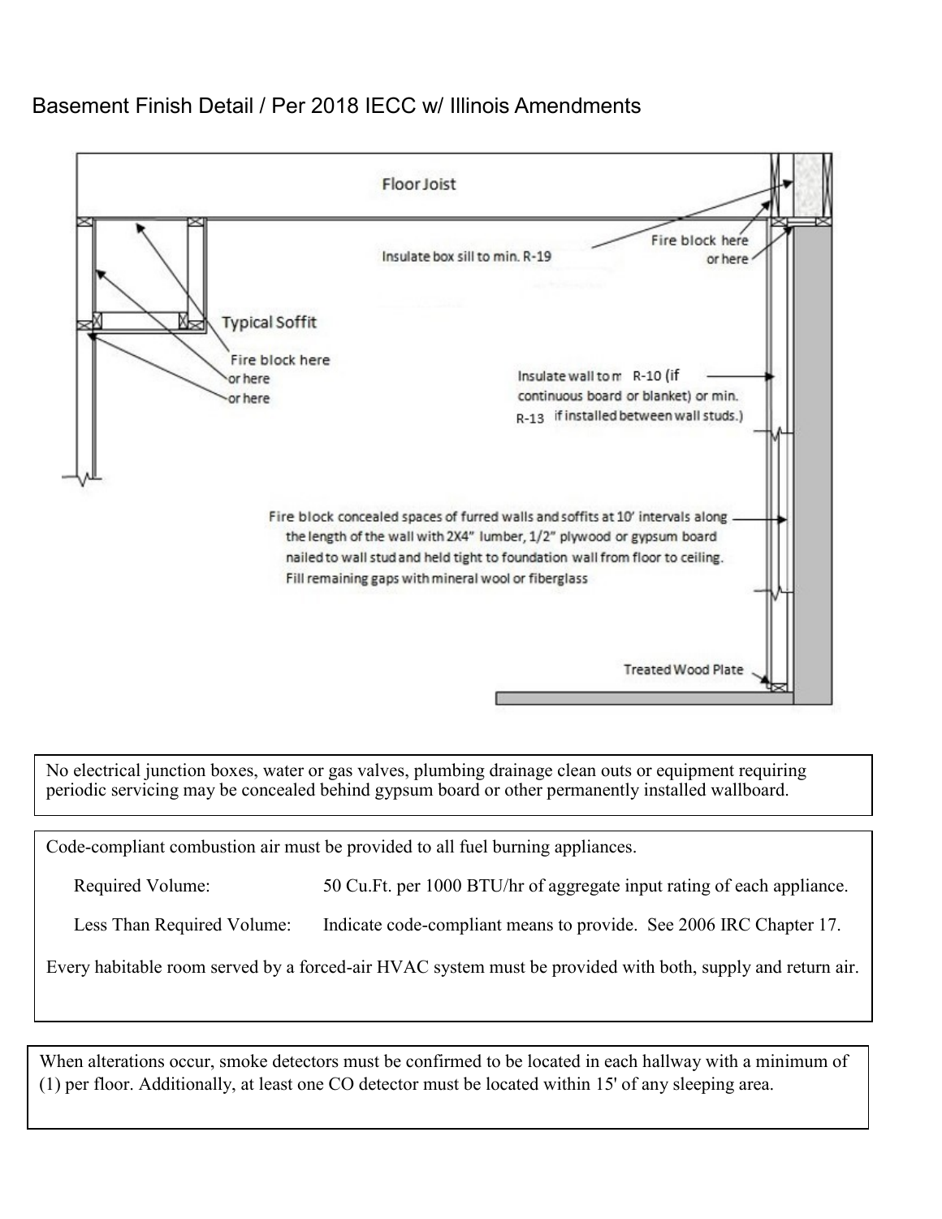# Basement Finish Detail / Per 2018 IECC w/ Illinois Amendments

Floor Joist

Insulate box sill to min. R-19

Fire block here

or here

Typical Soffit

Fire block here

or here

or here

Insulate wall to m R-10 (if continuous board or blanket) or min. R-13 if installed between wall studs.)

Fire block concealed spaces of furred walls and soffits at 10' intervals along the length of the wall with 2X4" lumber, 1/2" plywood or gypsum board nailed to wall stud and held tight to foundation wall from floor to ceiling. Fill remaining gaps with mineral wool or fiberglass

Treated Wood Plate

No electrical junction boxes, water or gas valves, plumbing drainage clean outs or equipment requiring periodic servicing may be concealed behind gypsum board or other permanently installed wallboard.

Code-compliant combustion air must be provided to all fuel burning appliances.

| | |
|---|---|
| Required Volume: | 50 Cu.Ft. per 1000 BTU/hr of aggregate input rating of each appliance. |
| Less Than Required Volume: | Indicate code-compliant means to provide. See 2006 IRC Chapter 17. |

Every habitable room served by a forced-air HVAC system must be provided with both, supply and return air.

When alterations occur, smoke detectors must be confirmed to be located in each hallway with a minimum of (1) per floor. Additionally, at least one CO detector must be located within 15' of any sleeping area.